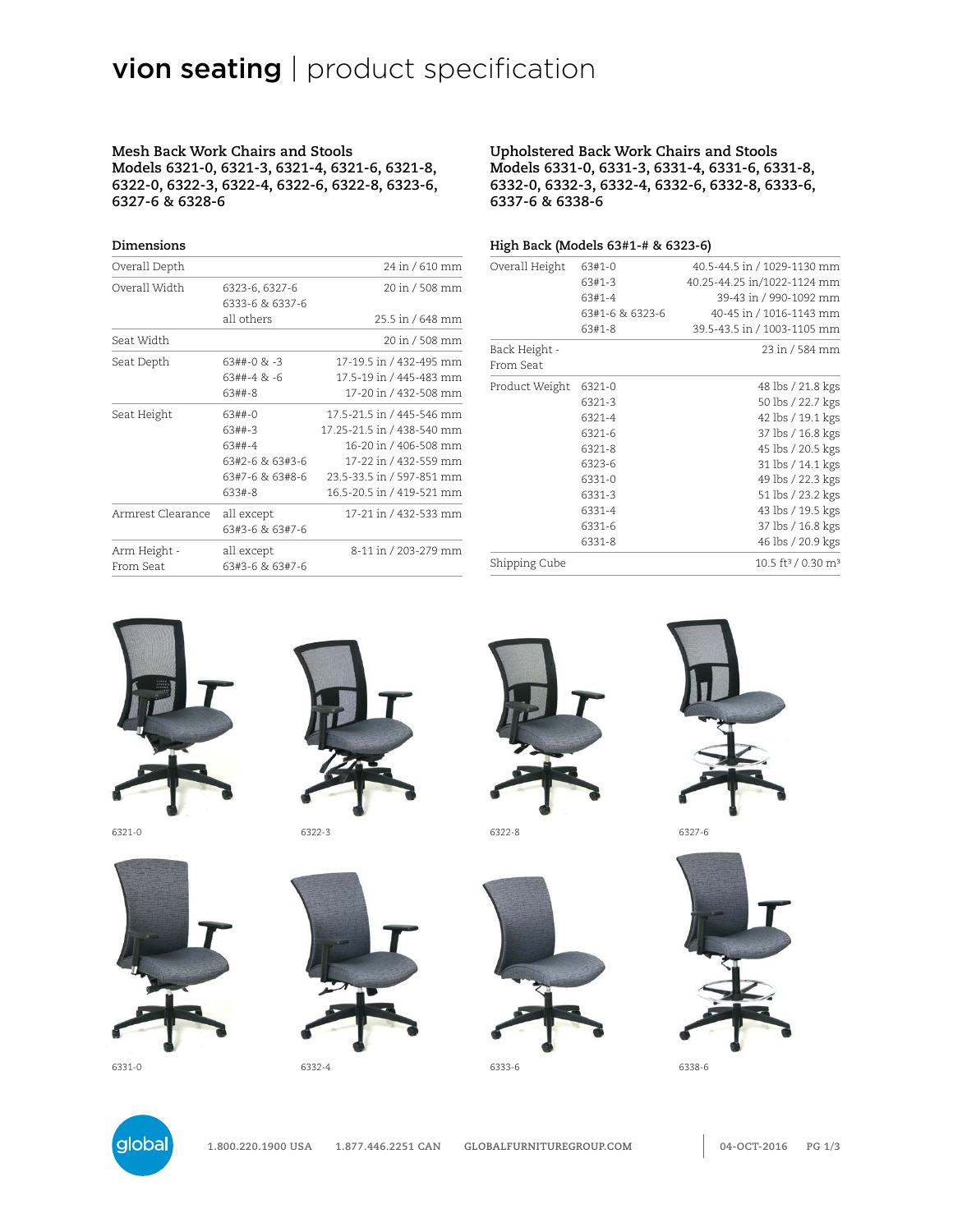# vion seating | product specification

### Mesh Back Work Chairs and Stools
### Models 6321-0, 6321-3, 6321-4, 6321-6, 6321-8, 6322-0, 6322-3, 6322-4, 6322-6, 6322-8, 6323-6, 6327-6 & 6328-6

### Dimensions

| | | |
|---|---|---|
| Overall Depth | | 24 in / 610 mm |
| Overall Width | 6323-6, 6327-6<br>6333-6 & 6337-6 | 20 in / 508 mm |
| | all others | 25.5 in / 648 mm |
| Seat Width | | 20 in / 508 mm |
| Seat Depth | 63##-0 & -3 | 17-19.5 in / 432-495 mm |
| | 63##-4 & -6 | 17.5-19 in / 445-483 mm |
| | 63##-8 | 17-20 in / 432-508 mm |
| Seat Height | 63##-0 | 17.5-21.5 in / 445-546 mm |
| | 63##-3 | 17.25-21.5 in / 438-540 mm |
| | 63##-4 | 16-20 in / 406-508 mm |
| | 63#2-6 & 63#3-6 | 17-22 in / 432-559 mm |
| | 63#7-6 & 63#8-6 | 23.5-33.5 in / 597-851 mm |
| | 633#-8 | 16.5-20.5 in / 419-521 mm |
| Armrest Clearance | all except<br>63#3-6 & 63#7-6 | 17-21 in / 432-533 mm |
| Arm Height - From Seat | all except<br>63#3-6 & 63#7-6 | 8-11 in / 203-279 mm |

### Upholstered Back Work Chairs and Stools
### Models 6331-0, 6331-3, 6331-4, 6331-6, 6331-8, 6332-0, 6332-3, 6332-4, 6332-6, 6332-8, 6333-6, 6337-6 & 6338-6

### High Back (Models 63#1-# & 6323-6)

| | | |
|---|---|---|
| Overall Height | 63#1-0 | 40.5-44.5 in / 1029-1130 mm |
| | 63#1-3 | 40.25-44.25 in/1022-1124 mm |
| | 63#1-4 | 39-43 in / 990-1092 mm |
| | 63#1-6 & 6323-6 | 40-45 in / 1016-1143 mm |
| | 63#1-8 | 39.5-43.5 in / 1003-1105 mm |
| Back Height - From Seat | | 23 in / 584 mm |
| Product Weight | 6321-0 | 48 lbs / 21.8 kgs |
| | 6321-3 | 50 lbs / 22.7 kgs |
| | 6321-4 | 42 lbs / 19.1 kgs |
| | 6321-6 | 37 lbs / 16.8 kgs |
| | 6321-8 | 45 lbs / 20.5 kgs |
| | 6323-6 | 31 lbs / 14.1 kgs |
| | 6331-0 | 49 lbs / 22.3 kgs |
| | 6331-3 | 51 lbs / 23.2 kgs |
| | 6331-4 | 43 lbs / 19.5 kgs |
| | 6331-6 | 37 lbs / 16.8 kgs |
| | 6331-8 | 46 lbs / 20.9 kgs |
| Shipping Cube | | 10.5 ft³ / 0.30 m³ |

6321-0

6322-3

6322-8

6327-6

6331-0

6332-4

6333-6

6338-6

1.800.220.1900 USA 1.877.446.2251 CAN GLOBALFURNITUREGROUP.COM 04-OCT-2016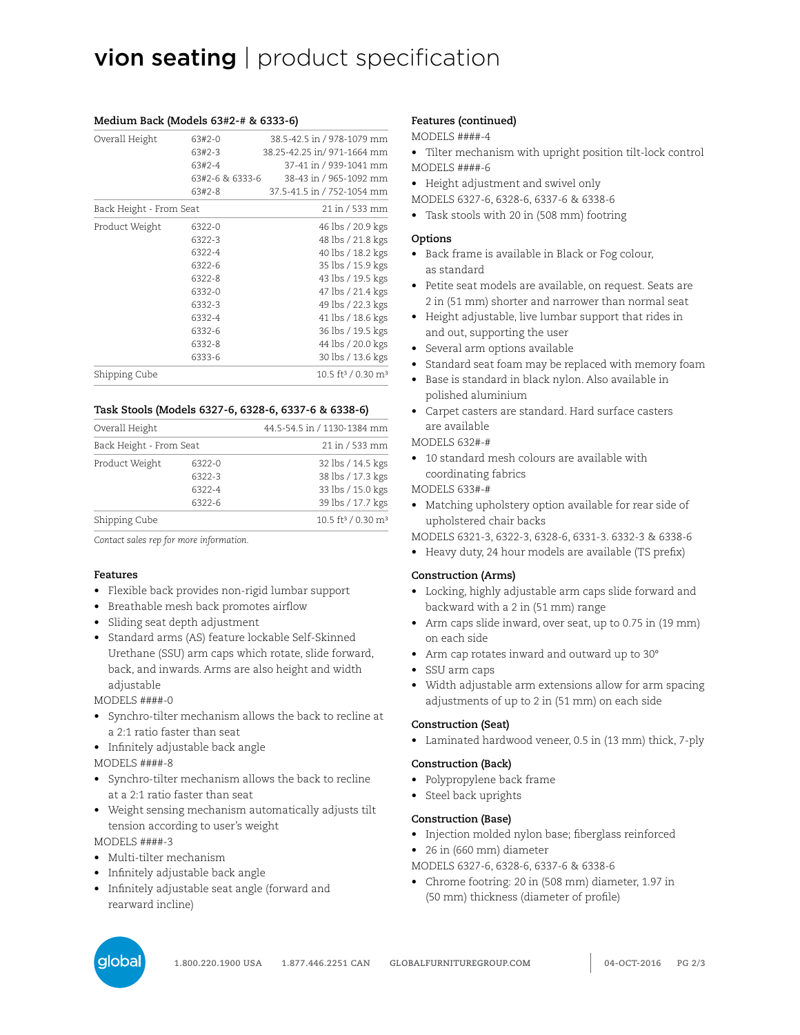# vion seating | product specification

### Medium Back (Models 63#2-# & 6333-6)

| | | |
|---|---|---|
| Overall Height | 63#2-0 | 38.5-42.5 in / 978-1079 mm |
| | 63#2-3 | 38.25-42.25 in/ 971-1664 mm |
| | 63#2-4 | 37-41 in / 939-1041 mm |
| | 63#2-6 & 6333-6 | 38-43 in / 965-1092 mm |
| | 63#2-8 | 37.5-41.5 in / 752-1054 mm |
| Back Height - From Seat | | 21 in / 533 mm |
| Product Weight | 6322-0 | 46 lbs / 20.9 kgs |
| | 6322-3 | 48 lbs / 21.8 kgs |
| | 6322-4 | 40 lbs / 18.2 kgs |
| | 6322-6 | 35 lbs / 15.9 kgs |
| | 6322-8 | 43 lbs / 19.5 kgs |
| | 6332-0 | 47 lbs / 21.4 kgs |
| | 6332-3 | 49 lbs / 22.3 kgs |
| | 6332-4 | 41 lbs / 18.6 kgs |
| | 6332-6 | 36 lbs / 19.5 kgs |
| | 6332-8 | 44 lbs / 20.0 kgs |
| | 6333-6 | 30 lbs / 13.6 kgs |
| Shipping Cube | | 10.5 ft³ / 0.30 m³ |

### Task Stools (Models 6327-6, 6328-6, 6337-6 & 6338-6)

| | | |
|---|---|---|
| Overall Height | | 44.5-54.5 in / 1130-1384 mm |
| Back Height - From Seat | | 21 in / 533 mm |
| Product Weight | 6322-0 | 32 lbs / 14.5 kgs |
| | 6322-3 | 38 lbs / 17.3 kgs |
| | 6322-4 | 33 lbs / 15.0 kgs |
| | 6322-6 | 39 lbs / 17.7 kgs |
| Shipping Cube | | 10.5 ft³ / 0.30 m³ |

*Contact sales rep for more information.*

### Features

- Flexible back provides non-rigid lumbar support
- Breathable mesh back promotes airflow
- Sliding seat depth adjustment
- Standard arms (AS) feature lockable Self-Skinned Urethane (SSU) arm caps which rotate, slide forward, back, and inwards. Arms are also height and width adjustable

MODELS ####-0
- Synchro-tilter mechanism allows the back to recline at a 2:1 ratio faster than seat
- Infinitely adjustable back angle

MODELS ####-8
- Synchro-tilter mechanism allows the back to recline at a 2:1 ratio faster than seat
- Weight sensing mechanism automatically adjusts tilt tension according to user's weight

MODELS ####-3
- Multi-tilter mechanism
- Infinitely adjustable back angle
- Infinitely adjustable seat angle (forward and rearward incline)

### Features (continued)

MODELS ####-4
- Tilter mechanism with upright position tilt-lock control

MODELS ####-6
- Height adjustment and swivel only

MODELS 6327-6, 6328-6, 6337-6 & 6338-6
- Task stools with 20 in (508 mm) footring

### Options

- Back frame is available in Black or Fog colour, as standard
- Petite seat models are available, on request. Seats are 2 in (51 mm) shorter and narrower than normal seat
- Height adjustable, live lumbar support that rides in and out, supporting the user
- Several arm options available
- Standard seat foam may be replaced with memory foam
- Base is standard in black nylon. Also available in polished aluminium
- Carpet casters are standard. Hard surface casters are available

MODELS 632#-#
- 10 standard mesh colours are available with coordinating fabrics

MODELS 633#-#
- Matching upholstery option available for rear side of upholstered chair backs

MODELS 6321-3, 6322-3, 6328-6, 6331-3. 6332-3 & 6338-6
- Heavy duty, 24 hour models are available (TS prefix)

### Construction (Arms)

- Locking, highly adjustable arm caps slide forward and backward with a 2 in (51 mm) range
- Arm caps slide inward, over seat, up to 0.75 in (19 mm) on each side
- Arm cap rotates inward and outward up to 30°
- SSU arm caps
- Width adjustable arm extensions allow for arm spacing adjustments of up to 2 in (51 mm) on each side

### Construction (Seat)

- Laminated hardwood veneer, 0.5 in (13 mm) thick, 7-ply

### Construction (Back)

- Polypropylene back frame
- Steel back uprights

### Construction (Base)

- Injection molded nylon base; fiberglass reinforced
- 26 in (660 mm) diameter

MODELS 6327-6, 6328-6, 6337-6 & 6338-6
- Chrome footring: 20 in (508 mm) diameter, 1.97 in (50 mm) thickness (diameter of profile)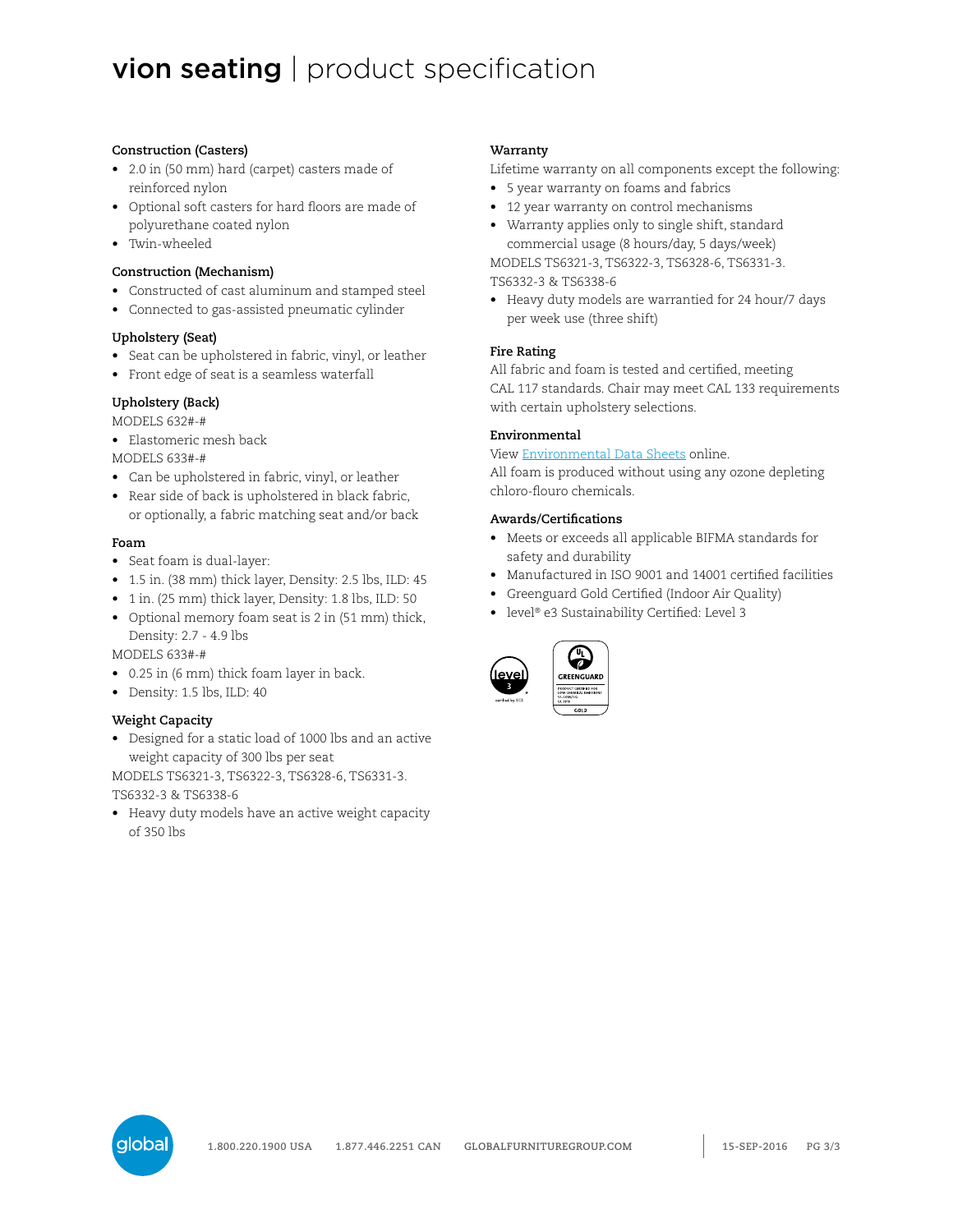# vion seating | product specification

### Construction (Casters)

- 2.0 in (50 mm) hard (carpet) casters made of reinforced nylon
- Optional soft casters for hard floors are made of polyurethane coated nylon
- Twin-wheeled

### Construction (Mechanism)

- Constructed of cast aluminum and stamped steel
- Connected to gas-assisted pneumatic cylinder

### Upholstery (Seat)

- Seat can be upholstered in fabric, vinyl, or leather
- Front edge of seat is a seamless waterfall

### Upholstery (Back)

MODELS 632#-#

- Elastomeric mesh back

MODELS 633#-#

- Can be upholstered in fabric, vinyl, or leather
- Rear side of back is upholstered in black fabric, or optionally, a fabric matching seat and/or back

### Foam

- Seat foam is dual-layer:
- 1.5 in. (38 mm) thick layer, Density: 2.5 lbs, ILD: 45
- 1 in. (25 mm) thick layer, Density: 1.8 lbs, ILD: 50
- Optional memory foam seat is 2 in (51 mm) thick, Density: 2.7 - 4.9 lbs

MODELS 633#-#

- 0.25 in (6 mm) thick foam layer in back.
- Density: 1.5 lbs, ILD: 40

### Weight Capacity

- Designed for a static load of 1000 lbs and an active weight capacity of 300 lbs per seat

MODELS TS6321-3, TS6322-3, TS6328-6, TS6331-3. TS6332-3 & TS6338-6

- Heavy duty models have an active weight capacity of 350 lbs

### Warranty

Lifetime warranty on all components except the following:

- 5 year warranty on foams and fabrics
- 12 year warranty on control mechanisms
- Warranty applies only to single shift, standard commercial usage (8 hours/day, 5 days/week)

MODELS TS6321-3, TS6322-3, TS6328-6, TS6331-3. TS6332-3 & TS6338-6

- Heavy duty models are warrantied for 24 hour/7 days per week use (three shift)

### Fire Rating

All fabric and foam is tested and certified, meeting CAL 117 standards. Chair may meet CAL 133 requirements with certain upholstery selections.

### Environmental

View Environmental Data Sheets online.
All foam is produced without using any ozone depleting chloro-flouro chemicals.

### Awards/Certifications

- Meets or exceeds all applicable BIFMA standards for safety and durability
- Manufactured in ISO 9001 and 14001 certified facilities
- Greenguard Gold Certified (Indoor Air Quality)
- level® e3 Sustainability Certified: Level 3